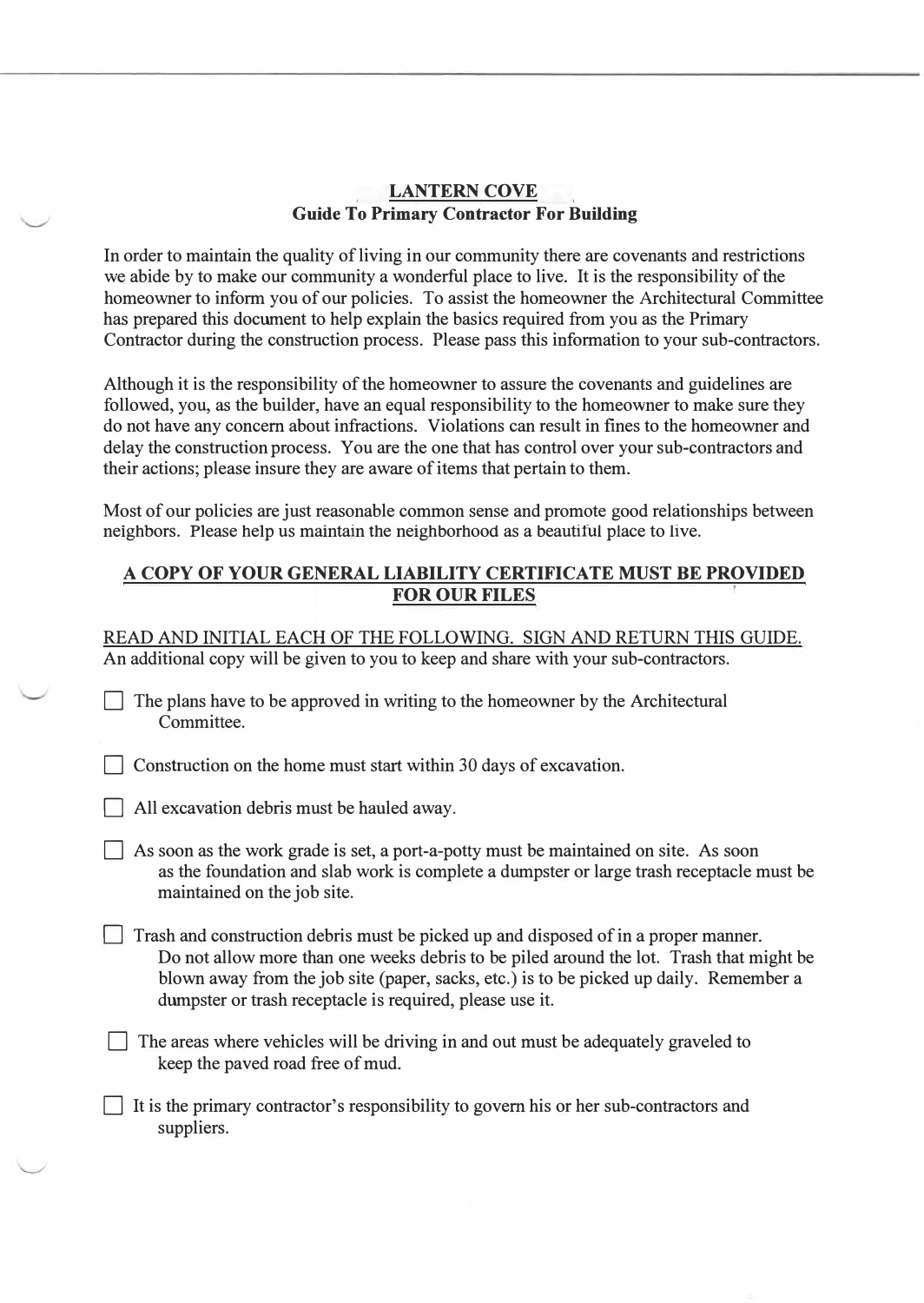# LANTERN COVE

## Guide To Primary Contractor For Building

In order to maintain the quality of living in our community there are covenants and restrictions we abide by to make our community a wonderful place to live. It is the responsibility of the homeowner to inform you of our policies. To assist the homeowner the Architectural Committee has prepared this document to help explain the basics required from you as the Primary Contractor during the construction process. Please pass this information to your sub-contractors.

Although it is the responsibility of the homeowner to assure the covenants and guidelines are followed, you, as the builder, have an equal responsibility to the homeowner to make sure they do not have any concern about infractions. Violations can result in fines to the homeowner and delay the construction process. You are the one that has control over your sub-contractors and their actions; please insure they are aware of items that pertain to them.

Most of our policies are just reasonable common sense and promote good relationships between neighbors. Please help us maintain the neighborhood as a beautiful place to live.

**A COPY OF YOUR GENERAL LIABILITY CERTIFICATE MUST BE PROVIDED FOR OUR FILES**

READ AND INITIAL EACH OF THE FOLLOWING. SIGN AND RETURN THIS GUIDE.
An additional copy will be given to you to keep and share with your sub-contractors.

- ☐ The plans have to be approved in writing to the homeowner by the Architectural Committee.
- ☐ Construction on the home must start within 30 days of excavation.
- ☐ All excavation debris must be hauled away.
- ☐ As soon as the work grade is set, a port-a-potty must be maintained on site. As soon as the foundation and slab work is complete a dumpster or large trash receptacle must be maintained on the job site.
- ☐ Trash and construction debris must be picked up and disposed of in a proper manner. Do not allow more than one weeks debris to be piled around the lot. Trash that might be blown away from the job site (paper, sacks, etc.) is to be picked up daily. Remember a dumpster or trash receptacle is required, please use it.
- ☐ The areas where vehicles will be driving in and out must be adequately graveled to keep the paved road free of mud.
- ☐ It is the primary contractor's responsibility to govern his or her sub-contractors and suppliers.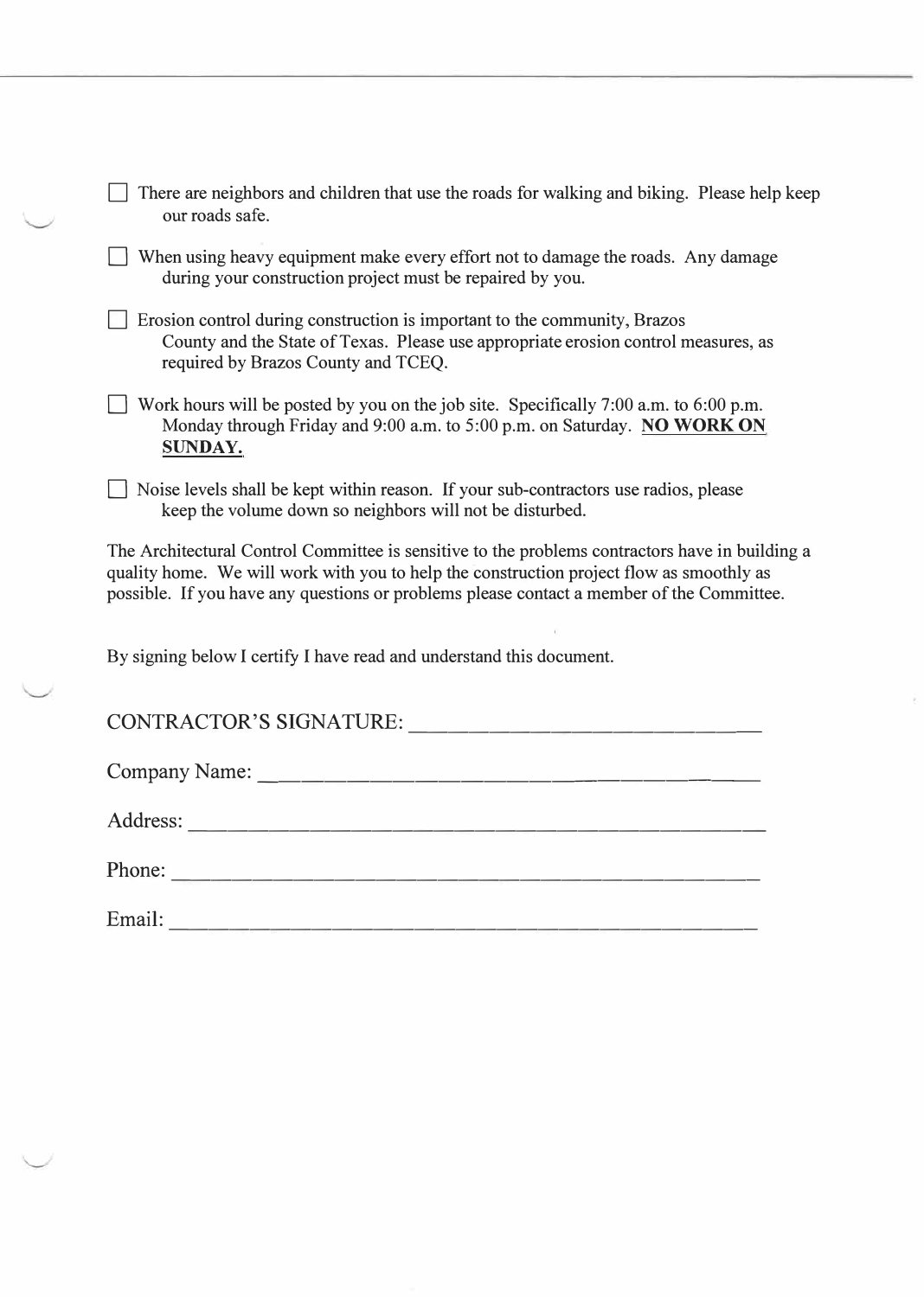- [ ] There are neighbors and children that use the roads for walking and biking. Please help keep our roads safe.

- [ ] When using heavy equipment make every effort not to damage the roads. Any damage during your construction project must be repaired by you.

- [ ] Erosion control during construction is important to the community, Brazos County and the State of Texas. Please use appropriate erosion control measures, as required by Brazos County and TCEQ.

- [ ] Work hours will be posted by you on the job site. Specifically 7:00 a.m. to 6:00 p.m. Monday through Friday and 9:00 a.m. to 5:00 p.m. on Saturday. **NO WORK ON SUNDAY.**

- [ ] Noise levels shall be kept within reason. If your sub-contractors use radios, please keep the volume down so neighbors will not be disturbed.

The Architectural Control Committee is sensitive to the problems contractors have in building a quality home. We will work with you to help the construction project flow as smoothly as possible. If you have any questions or problems please contact a member of the Committee.

By signing below I certify I have read and understand this document.

CONTRACTOR'S SIGNATURE: ______________________________

Company Name: ______________________________________

Address: ___________________________________________

Phone: ____________________________________________

Email: ____________________________________________